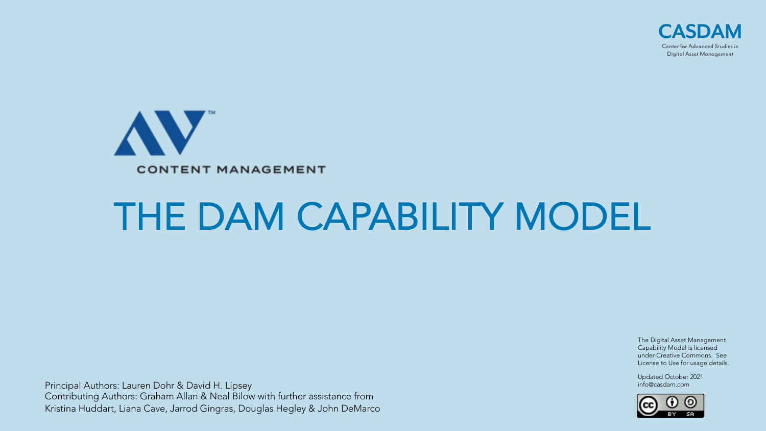CASDAM

Center for Advanced Studies in Digital Asset Management

AV™

CONTENT MANAGEMENT

# THE DAM CAPABILITY MODEL

Principal Authors: Lauren Dohr & David H. Lipsey
Contributing Authors: Graham Allan & Neal Bilow with further assistance from Kristina Huddart, Liana Cave, Jarrod Gingras, Douglas Hegley & John DeMarco

The Digital Asset Management Capability Model is licensed under Creative Commons. See License to Use for usage details.

Updated October 2021
info@casdam.com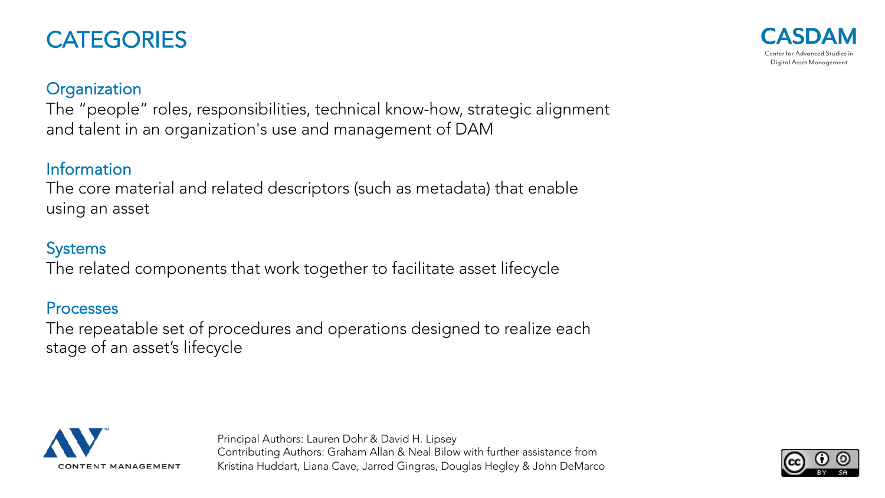# CATEGORIES

CASDAM
Center for Advanced Studies in Digital Asset Management

## Organization

The "people" roles, responsibilities, technical know-how, strategic alignment and talent in an organization's use and management of DAM

## Information

The core material and related descriptors (such as metadata) that enable using an asset

## Systems

The related components that work together to facilitate asset lifecycle

## Processes

The repeatable set of procedures and operations designed to realize each stage of an asset's lifecycle

AV CONTENT MANAGEMENT

Principal Authors: Lauren Dohr & David H. Lipsey
Contributing Authors: Graham Allan & Neal Bilow with further assistance from Kristina Huddart, Liana Cave, Jarrod Gingras, Douglas Hegley & John DeMarco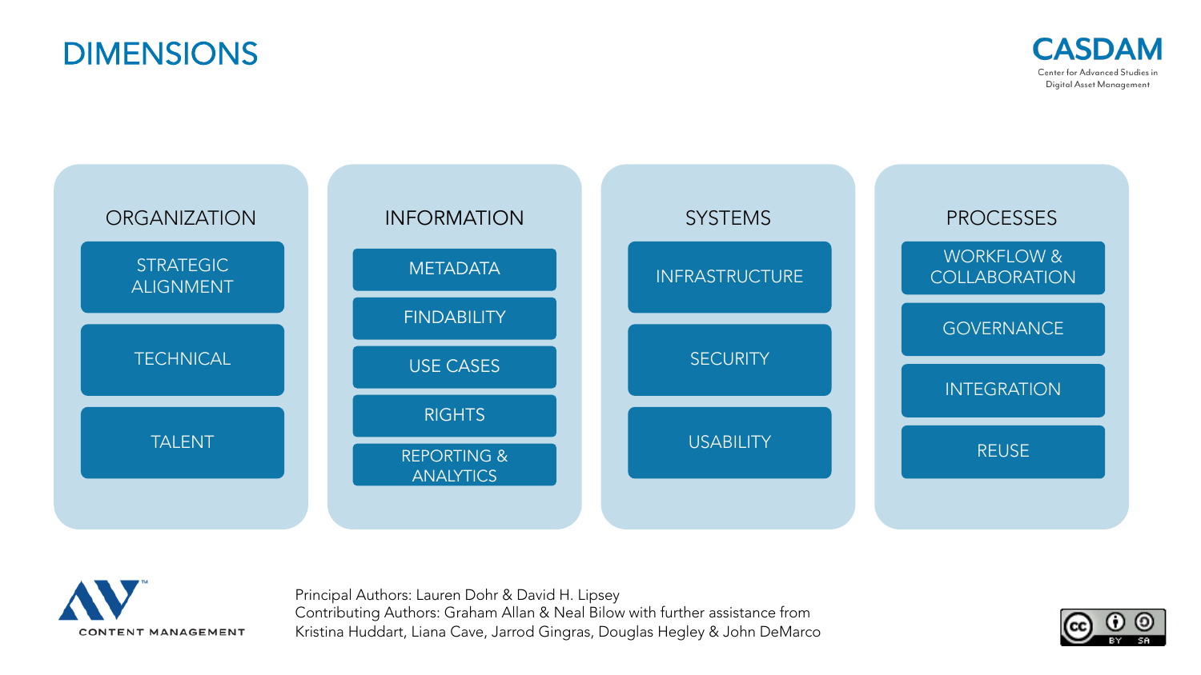# DIMENSIONS

CASDAM
Center for Advanced Studies in Digital Asset Management

## ORGANIZATION

- STRATEGIC ALIGNMENT
- TECHNICAL
- TALENT

## INFORMATION

- METADATA
- FINDABILITY
- USE CASES
- RIGHTS
- REPORTING & ANALYTICS

## SYSTEMS

- INFRASTRUCTURE
- SECURITY
- USABILITY

## PROCESSES

- WORKFLOW & COLLABORATION
- GOVERNANCE
- INTEGRATION
- REUSE

AV™ CONTENT MANAGEMENT

Principal Authors: Lauren Dohr & David H. Lipsey
Contributing Authors: Graham Allan & Neal Bilow with further assistance from Kristina Huddart, Liana Cave, Jarrod Gingras, Douglas Hegley & John DeMarco

CC BY SA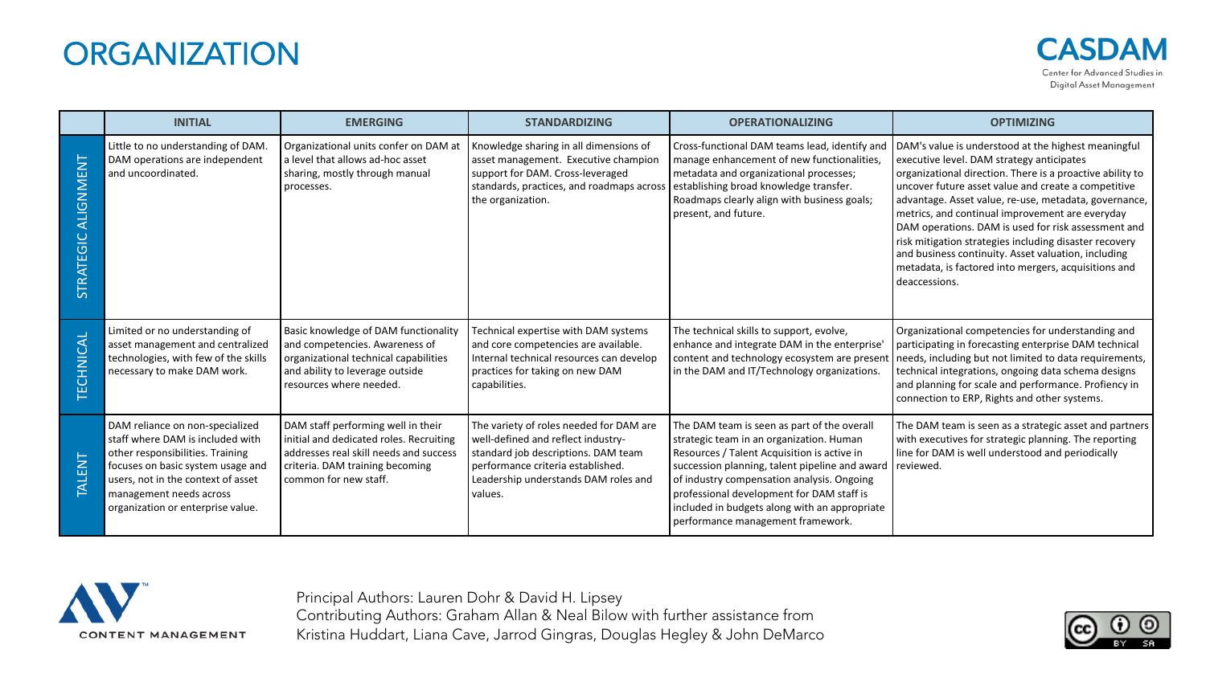# ORGANIZATION

**CASDAM**
Center for Advanced Studies in Digital Asset Management

| | INITIAL | EMERGING | STANDARDIZING | OPERATIONALIZING | OPTIMIZING |
|---|---|---|---|---|---|
| STRATEGIC ALIGNMENT | Little to no understanding of DAM. DAM operations are independent and uncoordinated. | Organizational units confer on DAM at a level that allows ad-hoc asset sharing, mostly through manual processes. | Knowledge sharing in all dimensions of asset management. Executive champion support for DAM. Cross-leveraged standards, practices, and roadmaps across the organization. | Cross-functional DAM teams lead, identify and manage enhancement of new functionalities, metadata and organizational processes; establishing broad knowledge transfer. Roadmaps clearly align with business goals; present, and future. | DAM's value is understood at the highest meaningful executive level. DAM strategy anticipates organizational direction. There is a proactive ability to uncover future asset value and create a competitive advantage. Asset value, re-use, metadata, governance, metrics, and continual improvement are everyday DAM operations. DAM is used for risk assessment and risk mitigation strategies including disaster recovery and business continuity. Asset valuation, including metadata, is factored into mergers, acquisitions and deaccessions. |
| TECHNICAL | Limited or no understanding of asset management and centralized technologies, with few of the skills necessary to make DAM work. | Basic knowledge of DAM functionality and competencies. Awareness of organizational technical capabilities and ability to leverage outside resources where needed. | Technical expertise with DAM systems and core competencies are available. Internal technical resources can develop practices for taking on new DAM capabilities. | The technical skills to support, evolve, enhance and integrate DAM in the enterprise' content and technology ecosystem are present in the DAM and IT/Technology organizations. | Organizational competencies for understanding and participating in forecasting enterprise DAM technical needs, including but not limited to data requirements, technical integrations, ongoing data schema designs and planning for scale and performance. Profiency in connection to ERP, Rights and other systems. |
| TALENT | DAM reliance on non-specialized staff where DAM is included with other responsibilities. Training focuses on basic system usage and users, not in the context of asset management needs across organization or enterprise value. | DAM staff performing well in their initial and dedicated roles. Recruiting addresses real skill needs and success criteria. DAM training becoming common for new staff. | The variety of roles needed for DAM are well-defined and reflect industry-standard job descriptions. DAM team performance criteria established. Leadership understands DAM roles and values. | The DAM team is seen as part of the overall strategic team in an organization. Human Resources / Talent Acquisition is active in succession planning, talent pipeline and award of industry compensation analysis. Ongoing professional development for DAM staff is included in budgets along with an appropriate performance management framework. | The DAM team is seen as a strategic asset and partners with executives for strategic planning. The reporting line for DAM is well understood and periodically reviewed. |

AV CONTENT MANAGEMENT

Principal Authors: Lauren Dohr & David H. Lipsey
Contributing Authors: Graham Allan & Neal Bilow with further assistance from Kristina Huddart, Liana Cave, Jarrod Gingras, Douglas Hegley & John DeMarco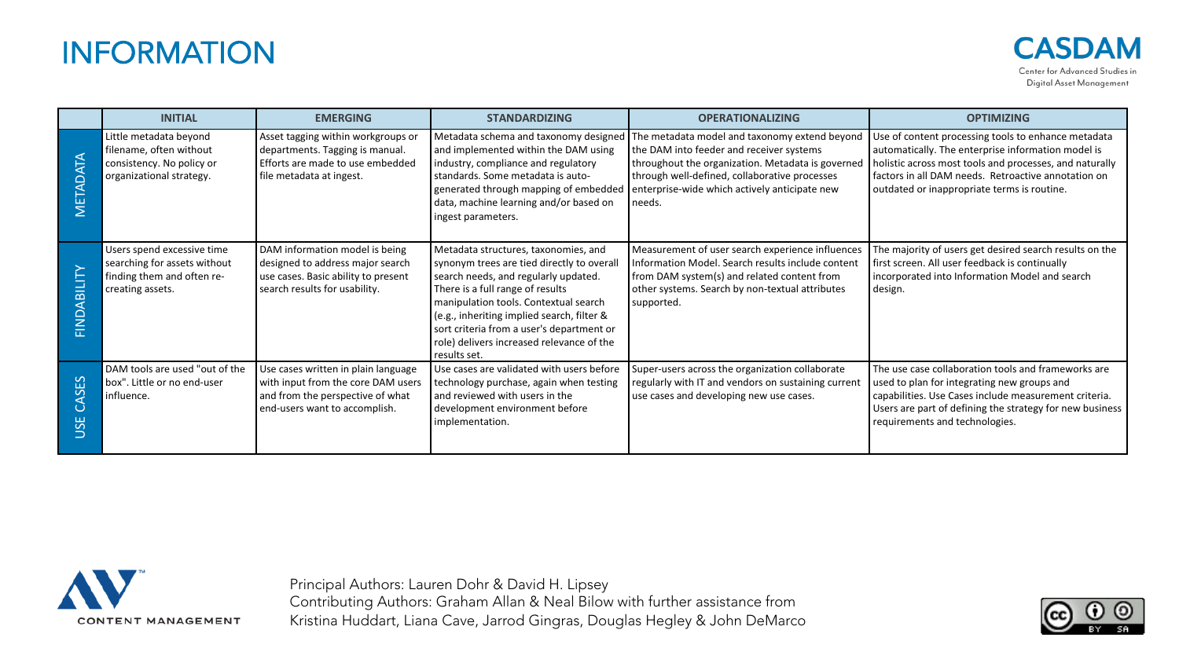# INFORMATION

**CASDAM**
Center for Advanced Studies in Digital Asset Management

| | INITIAL | EMERGING | STANDARDIZING | OPERATIONALIZING | OPTIMIZING |
|---|---|---|---|---|---|
| METADATA | Little metadata beyond filename, often without consistency. No policy or organizational strategy. | Asset tagging within workgroups or departments. Tagging is manual. Efforts are made to use embedded file metadata at ingest. | Metadata schema and taxonomy designed and implemented within the DAM using industry, compliance and regulatory standards. Some metadata is auto-generated through mapping of embedded data, machine learning and/or based on ingest parameters. | The metadata model and taxonomy extend beyond the DAM into feeder and receiver systems throughout the organization. Metadata is governed through well-defined, collaborative processes enterprise-wide which actively anticipate new needs. | Use of content processing tools to enhance metadata automatically. The enterprise information model is holistic across most tools and processes, and naturally factors in all DAM needs. Retroactive annotation on outdated or inappropriate terms is routine. |
| FINDABILITY | Users spend excessive time searching for assets without finding them and often re-creating assets. | DAM information model is being designed to address major search use cases. Basic ability to present search results for usability. | Metadata structures, taxonomies, and synonym trees are tied directly to overall search needs, and regularly updated. There is a full range of results manipulation tools. Contextual search (e.g., inheriting implied search, filter & sort criteria from a user's department or role) delivers increased relevance of the results set. | Measurement of user search experience influences Information Model. Search results include content from DAM system(s) and related content from other systems. Search by non-textual attributes supported. | The majority of users get desired search results on the first screen. All user feedback is continually incorporated into Information Model and search design. |
| USE CASES | DAM tools are used "out of the box". Little or no end-user influence. | Use cases written in plain language with input from the core DAM users and from the perspective of what end-users want to accomplish. | Use cases are validated with users before technology purchase, again when testing and reviewed with users in the development environment before implementation. | Super-users across the organization collaborate regularly with IT and vendors on sustaining current use cases and developing new use cases. | The use case collaboration tools and frameworks are used to plan for integrating new groups and capabilities. Use Cases include measurement criteria. Users are part of defining the strategy for new business requirements and technologies. |

AV CONTENT MANAGEMENT

Principal Authors: Lauren Dohr & David H. Lipsey
Contributing Authors: Graham Allan & Neal Bilow with further assistance from Kristina Huddart, Liana Cave, Jarrod Gingras, Douglas Hegley & John DeMarco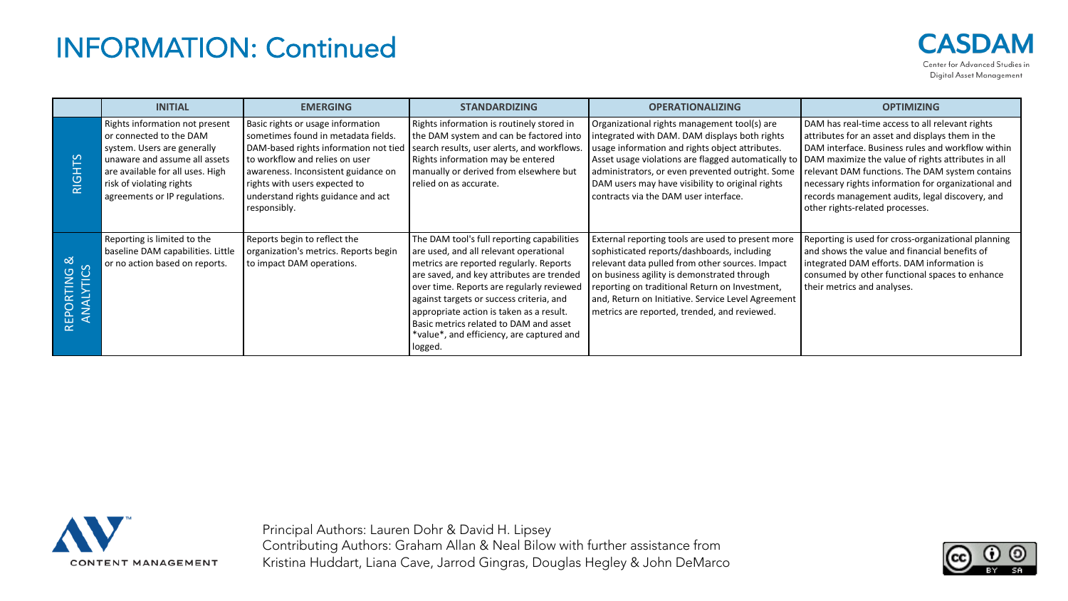# INFORMATION: Continued

| | INITIAL | EMERGING | STANDARDIZING | OPERATIONALIZING | OPTIMIZING |
|---|---|---|---|---|---|
| RIGHTS | Rights information not present or connected to the DAM system. Users are generally unaware and assume all assets are available for all uses. High risk of violating rights agreements or IP regulations. | Basic rights or usage information sometimes found in metadata fields. DAM-based rights information not tied to workflow and relies on user awareness. Inconsistent guidance on rights with users expected to understand rights guidance and act responsibly. | Rights information is routinely stored in the DAM system and can be factored into search results, user alerts, and workflows. Rights information may be entered manually or derived from elsewhere but relied on as accurate. | Organizational rights management tool(s) are integrated with DAM. DAM displays both rights usage information and rights object attributes. Asset usage violations are flagged automatically to administrators, or even prevented outright. Some DAM users may have visibility to original rights contracts via the DAM user interface. | DAM has real-time access to all relevant rights attributes for an asset and displays them in the DAM interface. Business rules and workflow within DAM maximize the value of rights attributes in all relevant DAM functions. The DAM system contains necessary rights information for organizational and records management audits, legal discovery, and other rights-related processes. |
| REPORTING & ANALYTICS | Reporting is limited to the baseline DAM capabilities. Little or no action based on reports. | Reports begin to reflect the organization's metrics. Reports begin to impact DAM operations. | The DAM tool's full reporting capabilities are used, and all relevant operational metrics are reported regularly. Reports are saved, and key attributes are trended over time. Reports are regularly reviewed against targets or success criteria, and appropriate action is taken as a result. Basic metrics related to DAM and asset *value*, and efficiency, are captured and logged. | External reporting tools are used to present more sophisticated reports/dashboards, including relevant data pulled from other sources. Impact on business agility is demonstrated through reporting on traditional Return on Investment, and, Return on Initiative. Service Level Agreement metrics are reported, trended, and reviewed. | Reporting is used for cross-organizational planning and shows the value and financial benefits of integrated DAM efforts. DAM information is consumed by other functional spaces to enhance their metrics and analyses. |

Principal Authors: Lauren Dohr & David H. Lipsey
Contributing Authors: Graham Allan & Neal Bilow with further assistance from Kristina Huddart, Liana Cave, Jarrod Gingras, Douglas Hegley & John DeMarco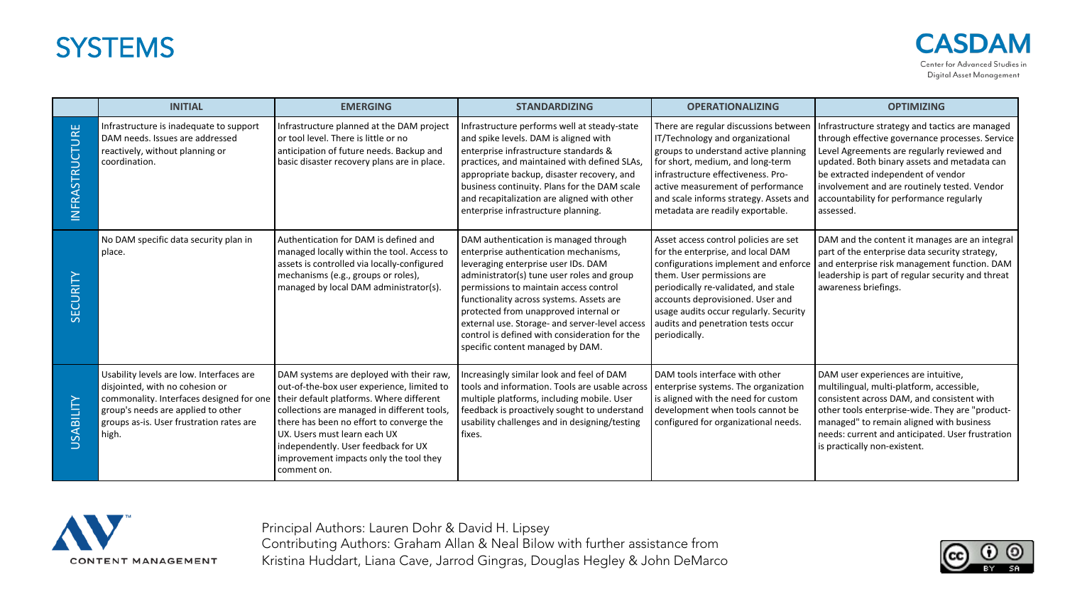# SYSTEMS

**CASDAM**
Center for Advanced Studies in Digital Asset Management

| | INITIAL | EMERGING | STANDARDIZING | OPERATIONALIZING | OPTIMIZING |
|---|---|---|---|---|---|
| INFRASTRUCTURE | Infrastructure is inadequate to support DAM needs. Issues are addressed reactively, without planning or coordination. | Infrastructure planned at the DAM project or tool level. There is little or no anticipation of future needs. Backup and basic disaster recovery plans are in place. | Infrastructure performs well at steady-state and spike levels. DAM is aligned with enterprise infrastructure standards & practices, and maintained with defined SLAs, appropriate backup, disaster recovery, and business continuity. Plans for the DAM scale and recapitalization are aligned with other enterprise infrastructure planning. | There are regular discussions between IT/Technology and organizational groups to understand active planning for short, medium, and long-term infrastructure effectiveness. Pro-active measurement of performance and scale informs strategy. Assets and metadata are readily exportable. | Infrastructure strategy and tactics are managed through effective governance processes. Service Level Agreements are regularly reviewed and updated. Both binary assets and metadata can be extracted independent of vendor involvement and are routinely tested. Vendor accountability for performance regularly assessed. |
| SECURITY | No DAM specific data security plan in place. | Authentication for DAM is defined and managed locally within the tool. Access to assets is controlled via locally-configured mechanisms (e.g., groups or roles), managed by local DAM administrator(s). | DAM authentication is managed through enterprise authentication mechanisms, leveraging enterprise user IDs. DAM administrator(s) tune user roles and group permissions to maintain access control functionality across systems. Assets are protected from unapproved internal or external use. Storage- and server-level access control is defined with consideration for the specific content managed by DAM. | Asset access control policies are set for the enterprise, and local DAM configurations implement and enforce them. User permissions are periodically re-validated, and stale accounts deprovisioned. User and usage audits occur regularly. Security audits and penetration tests occur periodically. | DAM and the content it manages are an integral part of the enterprise data security strategy, and enterprise risk management function. DAM leadership is part of regular security and threat awareness briefings. |
| USABILITY | Usability levels are low. Interfaces are disjointed, with no cohesion or commonality. Interfaces designed for one group's needs are applied to other groups as-is. User frustration rates are high. | DAM systems are deployed with their raw, out-of-the-box user experience, limited to their default platforms. Where different collections are managed in different tools, there has been no effort to converge the UX. Users must learn each UX independently. User feedback for UX improvement impacts only the tool they comment on. | Increasingly similar look and feel of DAM tools and information. Tools are usable across multiple platforms, including mobile. User feedback is proactively sought to understand usability challenges and in designing/testing fixes. | DAM tools interface with other enterprise systems. The organization is aligned with the need for custom development when tools cannot be configured for organizational needs. | DAM user experiences are intuitive, multilingual, multi-platform, accessible, consistent across DAM, and consistent with other tools enterprise-wide. They are "product-managed" to remain aligned with business needs: current and anticipated. User frustration is practically non-existent. |

AV CONTENT MANAGEMENT

Principal Authors: Lauren Dohr & David H. Lipsey
Contributing Authors: Graham Allan & Neal Bilow with further assistance from Kristina Huddart, Liana Cave, Jarrod Gingras, Douglas Hegley & John DeMarco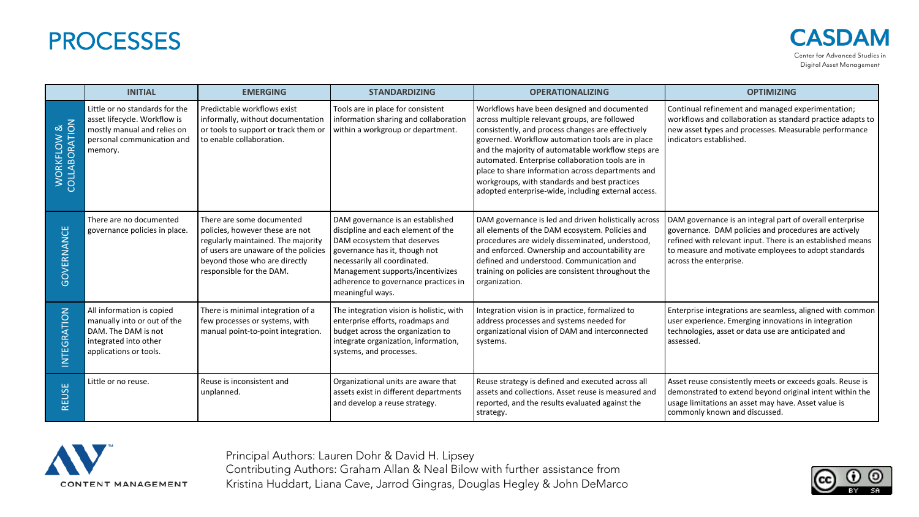# PROCESSES

**CASDAM**
Center for Advanced Studies in Digital Asset Management

| | INITIAL | EMERGING | STANDARDIZING | OPERATIONALIZING | OPTIMIZING |
|---|---|---|---|---|---|
| WORKFLOW & COLLABORATION | Little or no standards for the asset lifecycle. Workflow is mostly manual and relies on personal communication and memory. | Predictable workflows exist informally, without documentation or tools to support or track them or to enable collaboration. | Tools are in place for consistent information sharing and collaboration within a workgroup or department. | Workflows have been designed and documented across multiple relevant groups, are followed consistently, and process changes are effectively governed. Workflow automation tools are in place and the majority of automatable workflow steps are automated. Enterprise collaboration tools are in place to share information across departments and workgroups, with standards and best practices adopted enterprise-wide, including external access. | Continual refinement and managed experimentation; workflows and collaboration as standard practice adapts to new asset types and processes. Measurable performance indicators established. |
| GOVERNANCE | There are no documented governance policies in place. | There are some documented policies, however these are not regularly maintained. The majority of users are unaware of the policies beyond those who are directly responsible for the DAM. | DAM governance is an established discipline and each element of the DAM ecosystem that deserves governance has it, though not necessarily all coordinated. Management supports/incentivizes adherence to governance practices in meaningful ways. | DAM governance is led and driven holistically across all elements of the DAM ecosystem. Policies and procedures are widely disseminated, understood, and enforced. Ownership and accountability are defined and understood. Communication and training on policies are consistent throughout the organization. | DAM governance is an integral part of overall enterprise governance. DAM policies and procedures are actively refined with relevant input. There is an established means to measure and motivate employees to adopt standards across the enterprise. |
| INTEGRATION | All information is copied manually into or out of the DAM. The DAM is not integrated into other applications or tools. | There is minimal integration of a few processes or systems, with manual point-to-point integration. | The integration vision is holistic, with enterprise efforts, roadmaps and budget across the organization to integrate organization, information, systems, and processes. | Integration vision is in practice, formalized to address processes and systems needed for organizational vision of DAM and interconnected systems. | Enterprise integrations are seamless, aligned with common user experience. Emerging innovations in integration technologies, asset or data use are anticipated and assessed. |
| REUSE | Little or no reuse. | Reuse is inconsistent and unplanned. | Organizational units are aware that assets exist in different departments and develop a reuse strategy. | Reuse strategy is defined and executed across all assets and collections. Asset reuse is measured and reported, and the results evaluated against the strategy. | Asset reuse consistently meets or exceeds goals. Reuse is demonstrated to extend beyond original intent within the usage limitations an asset may have. Asset value is commonly known and discussed. |

AV CONTENT MANAGEMENT

Principal Authors: Lauren Dohr & David H. Lipsey
Contributing Authors: Graham Allan & Neal Bilow with further assistance from Kristina Huddart, Liana Cave, Jarrod Gingras, Douglas Hegley & John DeMarco

CC BY SA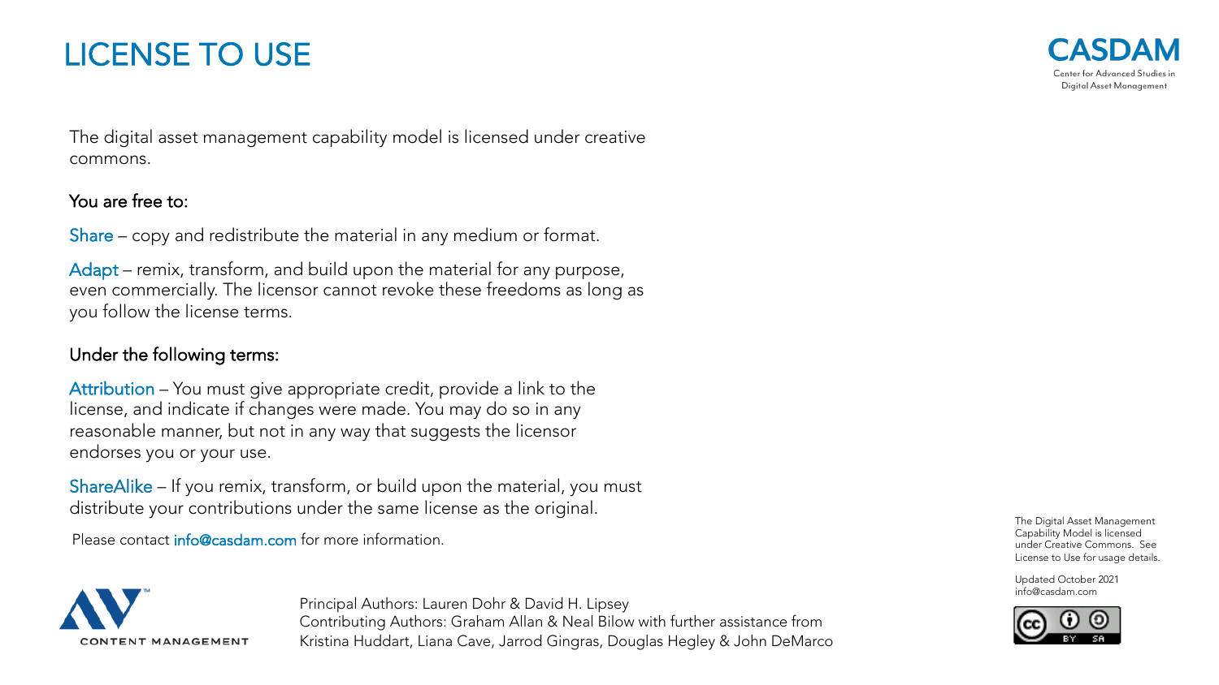# LICENSE TO USE

CASDAM
Center for Advanced Studies in Digital Asset Management

The digital asset management capability model is licensed under creative commons.

You are free to:

Share – copy and redistribute the material in any medium or format.

Adapt – remix, transform, and build upon the material for any purpose, even commercially. The licensor cannot revoke these freedoms as long as you follow the license terms.

Under the following terms:

Attribution – You must give appropriate credit, provide a link to the license, and indicate if changes were made. You may do so in any reasonable manner, but not in any way that suggests the licensor endorses you or your use.

ShareAlike – If you remix, transform, or build upon the material, you must distribute your contributions under the same license as the original.

Please contact info@casdam.com for more information.

AV CONTENT MANAGEMENT

Principal Authors: Lauren Dohr & David H. Lipsey
Contributing Authors: Graham Allan & Neal Bilow with further assistance from Kristina Huddart, Liana Cave, Jarrod Gingras, Douglas Hegley & John DeMarco

The Digital Asset Management Capability Model is licensed under Creative Commons. See License to Use for usage details.

Updated October 2021
info@casdam.com